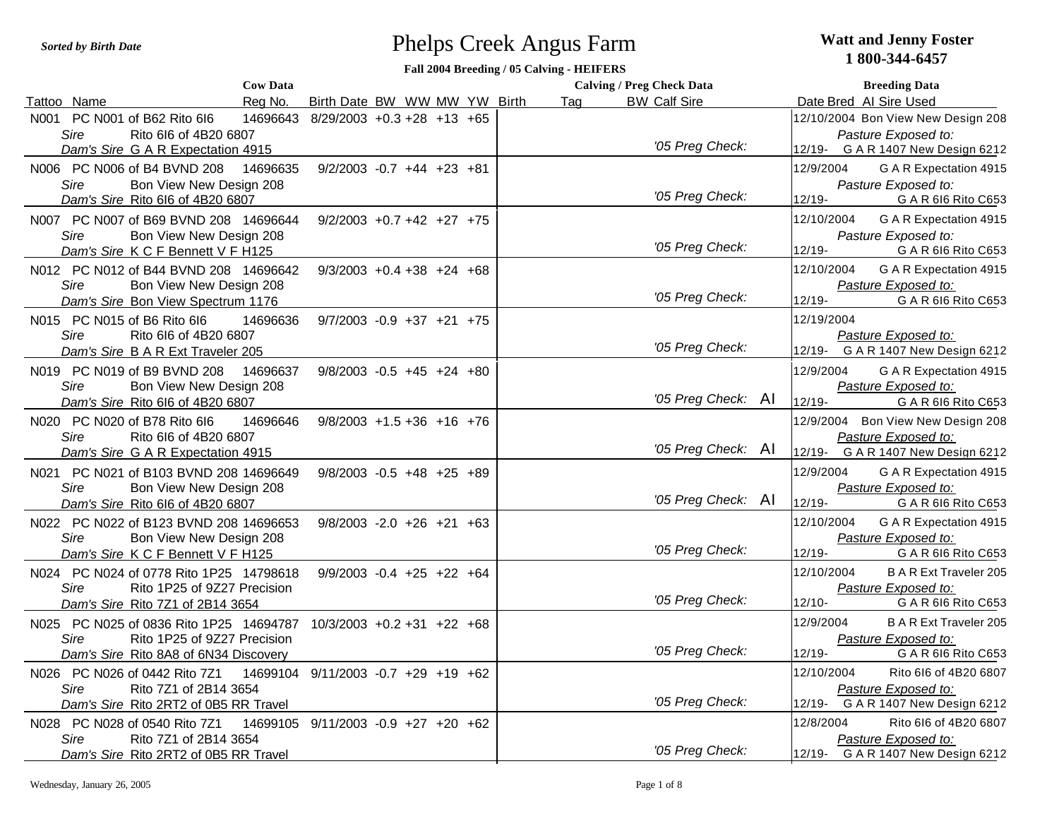*Sorted by Birth Date*

# Phelps Creek Angus Farm

**Watt and Jenny Foster**
**1 800-344-6457**

**Fall 2004 Breeding / 05 Calving - HEIFERS**

| Tattoo | Name | Reg No. | Birth Date | BW | WW | MW | YW | Birth | Tag | BW | Calf Sire | Date Bred | AI Sire Used |
|---|---|---|---|---|---|---|---|---|---|---|---|---|---|
| | **Cow Data** | | | | | | | **Calving / Preg Check Data** | | | | **Breeding Data** | |
| N001 | PC N001 of B62 Rito 6I6 | 14696643 | 8/29/2003 | +0.3 | +28 | +13 | +65 | | | | | 12/10/2004 | Bon View New Design 208 |
| | *Sire* Rito 6I6 of 4B20 6807 | | | | | | | | | | | | *Pasture Exposed to:* |
| | *Dam's Sire* G A R Expectation 4915 | | | | | | | | | | *'05 Preg Check:* | 12/19- | G A R 1407 New Design 6212 |
| N006 | PC N006 of B4 BVND 208 | 14696635 | 9/2/2003 | -0.7 | +44 | +23 | +81 | | | | | 12/9/2004 | G A R Expectation 4915 |
| | *Sire* Bon View New Design 208 | | | | | | | | | | | | *Pasture Exposed to:* |
| | *Dam's Sire* Rito 6I6 of 4B20 6807 | | | | | | | | | | *'05 Preg Check:* | 12/19- | G A R 6I6 Rito C653 |
| N007 | PC N007 of B69 BVND 208 | 14696644 | 9/2/2003 | +0.7 | +42 | +27 | +75 | | | | | 12/10/2004 | G A R Expectation 4915 |
| | *Sire* Bon View New Design 208 | | | | | | | | | | | | *Pasture Exposed to:* |
| | *Dam's Sire* K C F Bennett V F H125 | | | | | | | | | | *'05 Preg Check:* | 12/19- | G A R 6I6 Rito C653 |
| N012 | PC N012 of B44 BVND 208 | 14696642 | 9/3/2003 | +0.4 | +38 | +24 | +68 | | | | | 12/10/2004 | G A R Expectation 4915 |
| | *Sire* Bon View New Design 208 | | | | | | | | | | | | *Pasture Exposed to:* |
| | *Dam's Sire* Bon View Spectrum 1176 | | | | | | | | | | *'05 Preg Check:* | 12/19- | G A R 6I6 Rito C653 |
| N015 | PC N015 of B6 Rito 6I6 | 14696636 | 9/7/2003 | -0.9 | +37 | +21 | +75 | | | | | 12/19/2004 | |
| | *Sire* Rito 6I6 of 4B20 6807 | | | | | | | | | | | | *Pasture Exposed to:* |
| | *Dam's Sire* B A R Ext Traveler 205 | | | | | | | | | | *'05 Preg Check:* | 12/19- | G A R 1407 New Design 6212 |
| N019 | PC N019 of B9 BVND 208 | 14696637 | 9/8/2003 | -0.5 | +45 | +24 | +80 | | | | | 12/9/2004 | G A R Expectation 4915 |
| | *Sire* Bon View New Design 208 | | | | | | | | | | | | *Pasture Exposed to:* |
| | *Dam's Sire* Rito 6I6 of 4B20 6807 | | | | | | | | | | *'05 Preg Check:* AI | 12/19- | G A R 6I6 Rito C653 |
| N020 | PC N020 of B78 Rito 6I6 | 14696646 | 9/8/2003 | +1.5 | +36 | +16 | +76 | | | | | 12/9/2004 | Bon View New Design 208 |
| | *Sire* Rito 6I6 of 4B20 6807 | | | | | | | | | | | | *Pasture Exposed to:* |
| | *Dam's Sire* G A R Expectation 4915 | | | | | | | | | | *'05 Preg Check:* AI | 12/19- | G A R 1407 New Design 6212 |
| N021 | PC N021 of B103 BVND 208 | 14696649 | 9/8/2003 | -0.5 | +48 | +25 | +89 | | | | | 12/9/2004 | G A R Expectation 4915 |
| | *Sire* Bon View New Design 208 | | | | | | | | | | | | *Pasture Exposed to:* |
| | *Dam's Sire* Rito 6I6 of 4B20 6807 | | | | | | | | | | *'05 Preg Check:* AI | 12/19- | G A R 6I6 Rito C653 |
| N022 | PC N022 of B123 BVND 208 | 14696653 | 9/8/2003 | -2.0 | +26 | +21 | +63 | | | | | 12/10/2004 | G A R Expectation 4915 |
| | *Sire* Bon View New Design 208 | | | | | | | | | | | | *Pasture Exposed to:* |
| | *Dam's Sire* K C F Bennett V F H125 | | | | | | | | | | *'05 Preg Check:* | 12/19- | G A R 6I6 Rito C653 |
| N024 | PC N024 of 0778 Rito 1P25 | 14798618 | 9/9/2003 | -0.4 | +25 | +22 | +64 | | | | | 12/10/2004 | B A R Ext Traveler 205 |
| | *Sire* Rito 1P25 of 9Z27 Precision | | | | | | | | | | | | *Pasture Exposed to:* |
| | *Dam's Sire* Rito 7Z1 of 2B14 3654 | | | | | | | | | | *'05 Preg Check:* | 12/10- | G A R 6I6 Rito C653 |
| N025 | PC N025 of 0836 Rito 1P25 | 14694787 | 10/3/2003 | +0.2 | +31 | +22 | +68 | | | | | 12/9/2004 | B A R Ext Traveler 205 |
| | *Sire* Rito 1P25 of 9Z27 Precision | | | | | | | | | | | | *Pasture Exposed to:* |
| | *Dam's Sire* Rito 8A8 of 6N34 Discovery | | | | | | | | | | *'05 Preg Check:* | 12/19- | G A R 6I6 Rito C653 |
| N026 | PC N026 of 0442 Rito 7Z1 | 14699104 | 9/11/2003 | -0.7 | +29 | +19 | +62 | | | | | 12/10/2004 | Rito 6I6 of 4B20 6807 |
| | *Sire* Rito 7Z1 of 2B14 3654 | | | | | | | | | | | | *Pasture Exposed to:* |
| | *Dam's Sire* Rito 2RT2 of 0B5 RR Travel | | | | | | | | | | *'05 Preg Check:* | 12/19- | G A R 1407 New Design 6212 |
| N028 | PC N028 of 0540 Rito 7Z1 | 14699105 | 9/11/2003 | -0.9 | +27 | +20 | +62 | | | | | 12/8/2004 | Rito 6I6 of 4B20 6807 |
| | *Sire* Rito 7Z1 of 2B14 3654 | | | | | | | | | | | | *Pasture Exposed to:* |
| | *Dam's Sire* Rito 2RT2 of 0B5 RR Travel | | | | | | | | | | *'05 Preg Check:* | 12/19- | G A R 1407 New Design 6212 |

Wednesday, January 26, 2005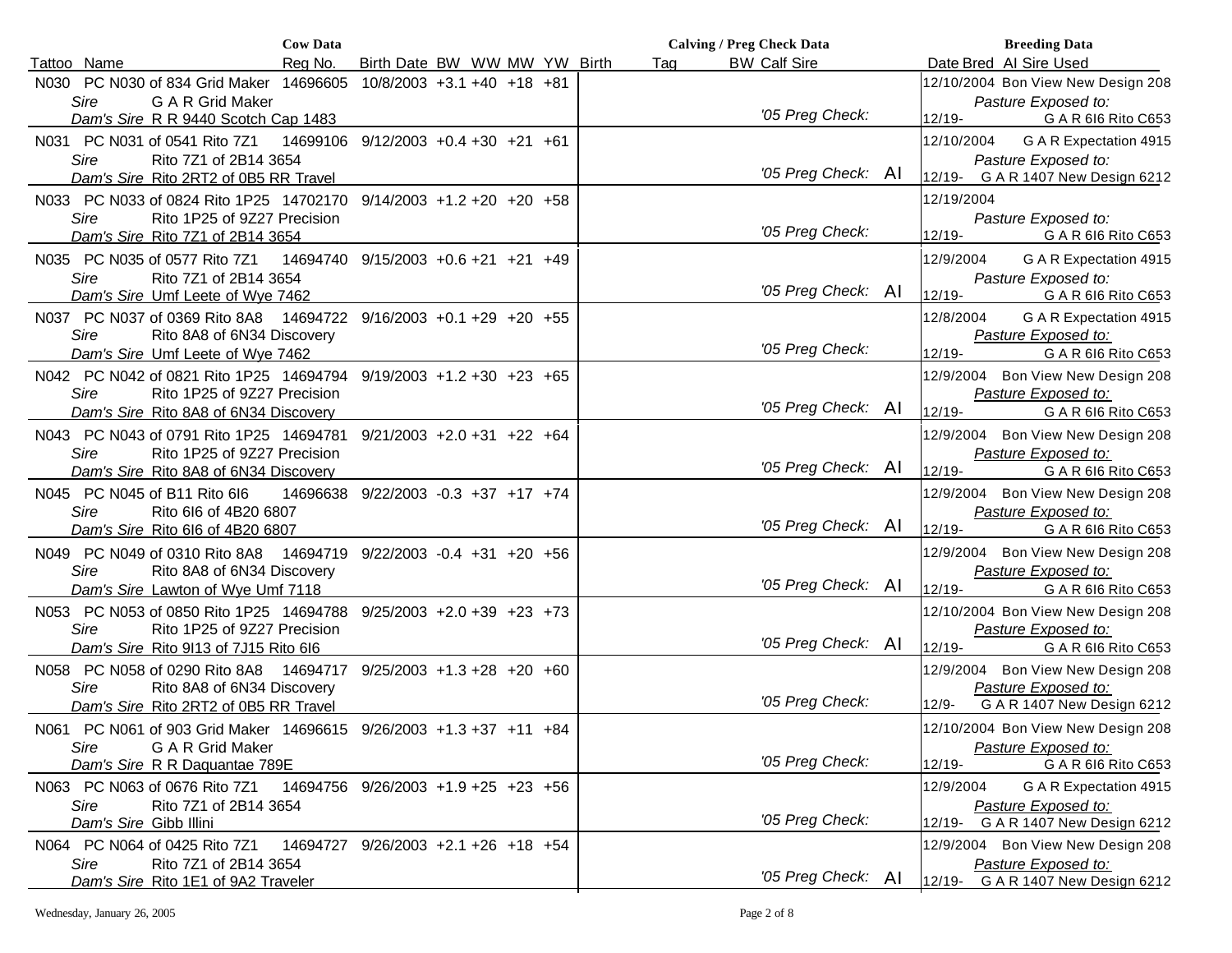| Tattoo | Name | Reg No. | Birth Date | BW | WW | MW | YW | Birth | Tag | BW | Calf Sire | Date Bred | AI Sire Used |
|---|---|---|---|---|---|---|---|---|---|---|---|---|---|
| | **Cow Data** | | | | | | | | **Calving / Preg Check Data** | | | **Breeding Data** | |
| N030 | PC N030 of 834 Grid Maker | 14696605 | 10/8/2003 | +3.1 | +40 | +18 | +81 | | | | | 12/10/2004 | Bon View New Design 208 |
| | *Sire* G A R Grid Maker | | | | | | | | | | | | *Pasture Exposed to:* |
| | *Dam's Sire* R R 9440 Scotch Cap 1483 | | | | | | | | | | *'05 Preg Check:* | 12/19- | G A R 6I6 Rito C653 |
| N031 | PC N031 of 0541 Rito 7Z1 | 14699106 | 9/12/2003 | +0.4 | +30 | +21 | +61 | | | | | 12/10/2004 | G A R Expectation 4915 |
| | *Sire* Rito 7Z1 of 2B14 3654 | | | | | | | | | | | | *Pasture Exposed to:* |
| | *Dam's Sire* Rito 2RT2 of 0B5 RR Travel | | | | | | | | | | *'05 Preg Check:* AI | 12/19- | G A R 1407 New Design 6212 |
| N033 | PC N033 of 0824 Rito 1P25 | 14702170 | 9/14/2003 | +1.2 | +20 | +20 | +58 | | | | | 12/19/2004 | |
| | *Sire* Rito 1P25 of 9Z27 Precision | | | | | | | | | | | | *Pasture Exposed to:* |
| | *Dam's Sire* Rito 7Z1 of 2B14 3654 | | | | | | | | | | *'05 Preg Check:* | 12/19- | G A R 6I6 Rito C653 |
| N035 | PC N035 of 0577 Rito 7Z1 | 14694740 | 9/15/2003 | +0.6 | +21 | +21 | +49 | | | | | 12/9/2004 | G A R Expectation 4915 |
| | *Sire* Rito 7Z1 of 2B14 3654 | | | | | | | | | | | | *Pasture Exposed to:* |
| | *Dam's Sire* Umf Leete of Wye 7462 | | | | | | | | | | *'05 Preg Check:* AI | 12/19- | G A R 6I6 Rito C653 |
| N037 | PC N037 of 0369 Rito 8A8 | 14694722 | 9/16/2003 | +0.1 | +29 | +20 | +55 | | | | | 12/8/2004 | G A R Expectation 4915 |
| | *Sire* Rito 8A8 of 6N34 Discovery | | | | | | | | | | | | *Pasture Exposed to:* |
| | *Dam's Sire* Umf Leete of Wye 7462 | | | | | | | | | | *'05 Preg Check:* | 12/19- | G A R 6I6 Rito C653 |
| N042 | PC N042 of 0821 Rito 1P25 | 14694794 | 9/19/2003 | +1.2 | +30 | +23 | +65 | | | | | 12/9/2004 | Bon View New Design 208 |
| | *Sire* Rito 1P25 of 9Z27 Precision | | | | | | | | | | | | *Pasture Exposed to:* |
| | *Dam's Sire* Rito 8A8 of 6N34 Discovery | | | | | | | | | | *'05 Preg Check:* AI | 12/19- | G A R 6I6 Rito C653 |
| N043 | PC N043 of 0791 Rito 1P25 | 14694781 | 9/21/2003 | +2.0 | +31 | +22 | +64 | | | | | 12/9/2004 | Bon View New Design 208 |
| | *Sire* Rito 1P25 of 9Z27 Precision | | | | | | | | | | | | *Pasture Exposed to:* |
| | *Dam's Sire* Rito 8A8 of 6N34 Discovery | | | | | | | | | | *'05 Preg Check:* AI | 12/19- | G A R 6I6 Rito C653 |
| N045 | PC N045 of B11 Rito 6I6 | 14696638 | 9/22/2003 | -0.3 | +37 | +17 | +74 | | | | | 12/9/2004 | Bon View New Design 208 |
| | *Sire* Rito 6I6 of 4B20 6807 | | | | | | | | | | | | *Pasture Exposed to:* |
| | *Dam's Sire* Rito 6I6 of 4B20 6807 | | | | | | | | | | *'05 Preg Check:* AI | 12/19- | G A R 6I6 Rito C653 |
| N049 | PC N049 of 0310 Rito 8A8 | 14694719 | 9/22/2003 | -0.4 | +31 | +20 | +56 | | | | | 12/9/2004 | Bon View New Design 208 |
| | *Sire* Rito 8A8 of 6N34 Discovery | | | | | | | | | | | | *Pasture Exposed to:* |
| | *Dam's Sire* Lawton of Wye Umf 7118 | | | | | | | | | | *'05 Preg Check:* AI | 12/19- | G A R 6I6 Rito C653 |
| N053 | PC N053 of 0850 Rito 1P25 | 14694788 | 9/25/2003 | +2.0 | +39 | +23 | +73 | | | | | 12/10/2004 | Bon View New Design 208 |
| | *Sire* Rito 1P25 of 9Z27 Precision | | | | | | | | | | | | *Pasture Exposed to:* |
| | *Dam's Sire* Rito 9I13 of 7J15 Rito 6I6 | | | | | | | | | | *'05 Preg Check:* AI | 12/19- | G A R 6I6 Rito C653 |
| N058 | PC N058 of 0290 Rito 8A8 | 14694717 | 9/25/2003 | +1.3 | +28 | +20 | +60 | | | | | 12/9/2004 | Bon View New Design 208 |
| | *Sire* Rito 8A8 of 6N34 Discovery | | | | | | | | | | | | *Pasture Exposed to:* |
| | *Dam's Sire* Rito 2RT2 of 0B5 RR Travel | | | | | | | | | | *'05 Preg Check:* | 12/9- | G A R 1407 New Design 6212 |
| N061 | PC N061 of 903 Grid Maker | 14696615 | 9/26/2003 | +1.3 | +37 | +11 | +84 | | | | | 12/10/2004 | Bon View New Design 208 |
| | *Sire* G A R Grid Maker | | | | | | | | | | | | *Pasture Exposed to:* |
| | *Dam's Sire* R R Daquantae 789E | | | | | | | | | | *'05 Preg Check:* | 12/19- | G A R 6I6 Rito C653 |
| N063 | PC N063 of 0676 Rito 7Z1 | 14694756 | 9/26/2003 | +1.9 | +25 | +23 | +56 | | | | | 12/9/2004 | G A R Expectation 4915 |
| | *Sire* Rito 7Z1 of 2B14 3654 | | | | | | | | | | | | *Pasture Exposed to:* |
| | *Dam's Sire* Gibb Illini | | | | | | | | | | *'05 Preg Check:* | 12/19- | G A R 1407 New Design 6212 |
| N064 | PC N064 of 0425 Rito 7Z1 | 14694727 | 9/26/2003 | +2.1 | +26 | +18 | +54 | | | | | 12/9/2004 | Bon View New Design 208 |
| | *Sire* Rito 7Z1 of 2B14 3654 | | | | | | | | | | | | *Pasture Exposed to:* |
| | *Dam's Sire* Rito 1E1 of 9A2 Traveler | | | | | | | | | | *'05 Preg Check:* AI | 12/19- | G A R 1407 New Design 6212 |

Wednesday, January 26, 2005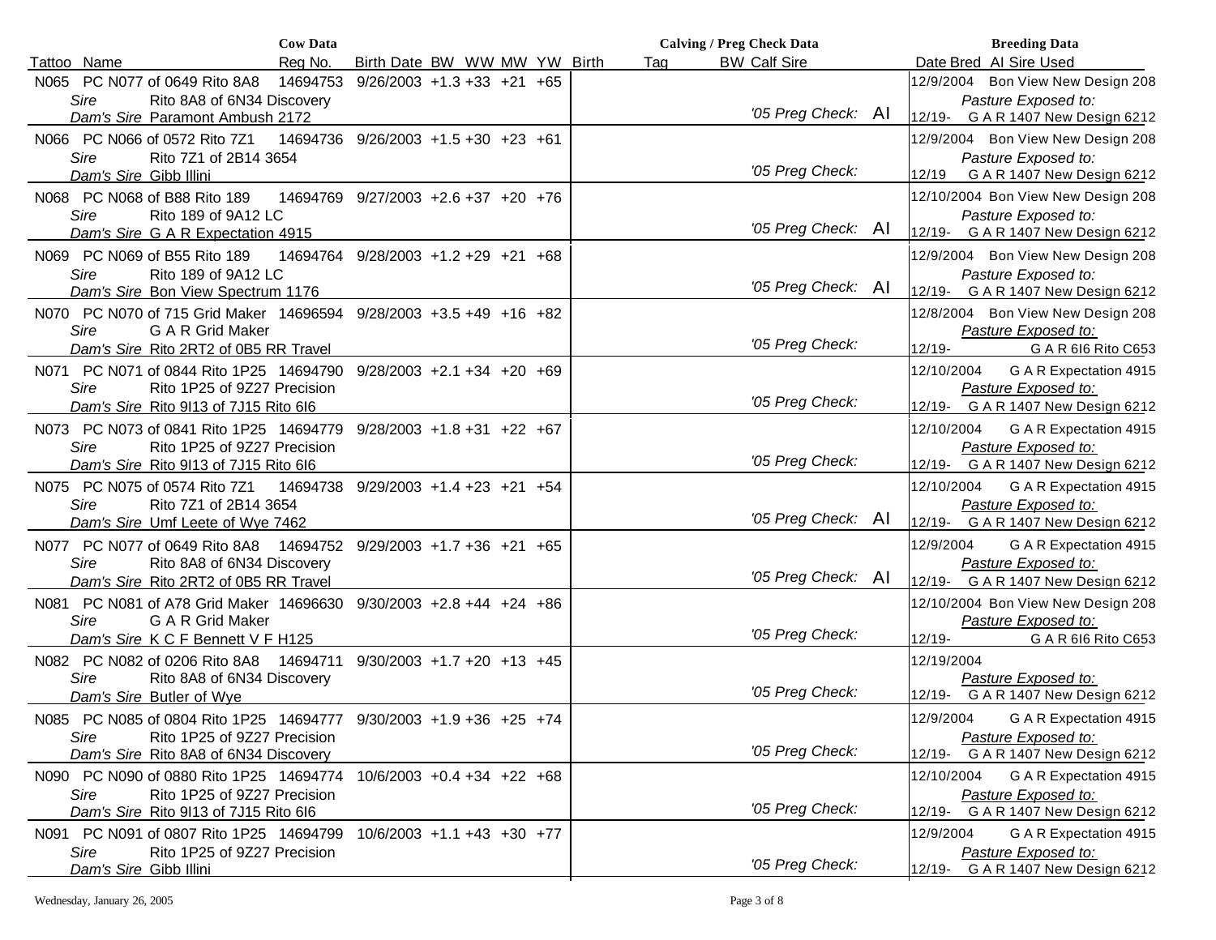| Cow Data | | | | | | | | | Calving / Preg Check Data | | | Breeding Data | |
|---|---|---|---|---|---|---|---|---|---|---|---|---|---|
| Tattoo | Name | Reg No. | Birth Date | BW | WW | MW | YW | Birth | Tag | BW | Calf Sire | Date Bred | AI Sire Used |
| N065 | PC N077 of 0649 Rito 8A8<br>*Sire* Rito 8A8 of 6N34 Discovery<br>*Dam's Sire* Paramont Ambush 2172 | 14694753 | 9/26/2003 | +1.3 | +33 | +21 | +65 | | | | *'05 Preg Check:* AI | 12/9/2004<br>12/19- | Bon View New Design 208<br>*Pasture Exposed to:*<br>G A R 1407 New Design 6212 |
| N066 | PC N066 of 0572 Rito 7Z1<br>*Sire* Rito 7Z1 of 2B14 3654<br>*Dam's Sire* Gibb Illini | 14694736 | 9/26/2003 | +1.5 | +30 | +23 | +61 | | | | *'05 Preg Check:* | 12/9/2004<br>12/19 | Bon View New Design 208<br>*Pasture Exposed to:*<br>G A R 1407 New Design 6212 |
| N068 | PC N068 of B88 Rito 189<br>*Sire* Rito 189 of 9A12 LC<br>*Dam's Sire* G A R Expectation 4915 | 14694769 | 9/27/2003 | +2.6 | +37 | +20 | +76 | | | | *'05 Preg Check:* AI | 12/10/2004<br>12/19- | Bon View New Design 208<br>*Pasture Exposed to:*<br>G A R 1407 New Design 6212 |
| N069 | PC N069 of B55 Rito 189<br>*Sire* Rito 189 of 9A12 LC<br>*Dam's Sire* Bon View Spectrum 1176 | 14694764 | 9/28/2003 | +1.2 | +29 | +21 | +68 | | | | *'05 Preg Check:* AI | 12/9/2004<br>12/19- | Bon View New Design 208<br>*Pasture Exposed to:*<br>G A R 1407 New Design 6212 |
| N070 | PC N070 of 715 Grid Maker<br>*Sire* G A R Grid Maker<br>*Dam's Sire* Rito 2RT2 of 0B5 RR Travel | 14696594 | 9/28/2003 | +3.5 | +49 | +16 | +82 | | | | *'05 Preg Check:* | 12/8/2004<br>12/19- | Bon View New Design 208<br>*Pasture Exposed to:*<br>G A R 6I6 Rito C653 |
| N071 | PC N071 of 0844 Rito 1P25<br>*Sire* Rito 1P25 of 9Z27 Precision<br>*Dam's Sire* Rito 9I13 of 7J15 Rito 6I6 | 14694790 | 9/28/2003 | +2.1 | +34 | +20 | +69 | | | | *'05 Preg Check:* | 12/10/2004<br>12/19- | G A R Expectation 4915<br>*Pasture Exposed to:*<br>G A R 1407 New Design 6212 |
| N073 | PC N073 of 0841 Rito 1P25<br>*Sire* Rito 1P25 of 9Z27 Precision<br>*Dam's Sire* Rito 9I13 of 7J15 Rito 6I6 | 14694779 | 9/28/2003 | +1.8 | +31 | +22 | +67 | | | | *'05 Preg Check:* | 12/10/2004<br>12/19- | G A R Expectation 4915<br>*Pasture Exposed to:*<br>G A R 1407 New Design 6212 |
| N075 | PC N075 of 0574 Rito 7Z1<br>*Sire* Rito 7Z1 of 2B14 3654<br>*Dam's Sire* Umf Leete of Wye 7462 | 14694738 | 9/29/2003 | +1.4 | +23 | +21 | +54 | | | | *'05 Preg Check:* AI | 12/10/2004<br>12/19- | G A R Expectation 4915<br>*Pasture Exposed to:*<br>G A R 1407 New Design 6212 |
| N077 | PC N077 of 0649 Rito 8A8<br>*Sire* Rito 8A8 of 6N34 Discovery<br>*Dam's Sire* Rito 2RT2 of 0B5 RR Travel | 14694752 | 9/29/2003 | +1.7 | +36 | +21 | +65 | | | | *'05 Preg Check:* AI | 12/9/2004<br>12/19- | G A R Expectation 4915<br>*Pasture Exposed to:*<br>G A R 1407 New Design 6212 |
| N081 | PC N081 of A78 Grid Maker<br>*Sire* G A R Grid Maker<br>*Dam's Sire* K C F Bennett V F H125 | 14696630 | 9/30/2003 | +2.8 | +44 | +24 | +86 | | | | *'05 Preg Check:* | 12/10/2004<br>12/19- | Bon View New Design 208<br>*Pasture Exposed to:*<br>G A R 6I6 Rito C653 |
| N082 | PC N082 of 0206 Rito 8A8<br>*Sire* Rito 8A8 of 6N34 Discovery<br>*Dam's Sire* Butler of Wye | 14694711 | 9/30/2003 | +1.7 | +20 | +13 | +45 | | | | *'05 Preg Check:* | 12/19/2004<br>12/19- | *Pasture Exposed to:*<br>G A R 1407 New Design 6212 |
| N085 | PC N085 of 0804 Rito 1P25<br>*Sire* Rito 1P25 of 9Z27 Precision<br>*Dam's Sire* Rito 8A8 of 6N34 Discovery | 14694777 | 9/30/2003 | +1.9 | +36 | +25 | +74 | | | | *'05 Preg Check:* | 12/9/2004<br>12/19- | G A R Expectation 4915<br>*Pasture Exposed to:*<br>G A R 1407 New Design 6212 |
| N090 | PC N090 of 0880 Rito 1P25<br>*Sire* Rito 1P25 of 9Z27 Precision<br>*Dam's Sire* Rito 9I13 of 7J15 Rito 6I6 | 14694774 | 10/6/2003 | +0.4 | +34 | +22 | +68 | | | | *'05 Preg Check:* | 12/10/2004<br>12/19- | G A R Expectation 4915<br>*Pasture Exposed to:*<br>G A R 1407 New Design 6212 |
| N091 | PC N091 of 0807 Rito 1P25<br>*Sire* Rito 1P25 of 9Z27 Precision<br>*Dam's Sire* Gibb Illini | 14694799 | 10/6/2003 | +1.1 | +43 | +30 | +77 | | | | *'05 Preg Check:* | 12/9/2004<br>12/19- | G A R Expectation 4915<br>*Pasture Exposed to:*<br>G A R 1407 New Design 6212 |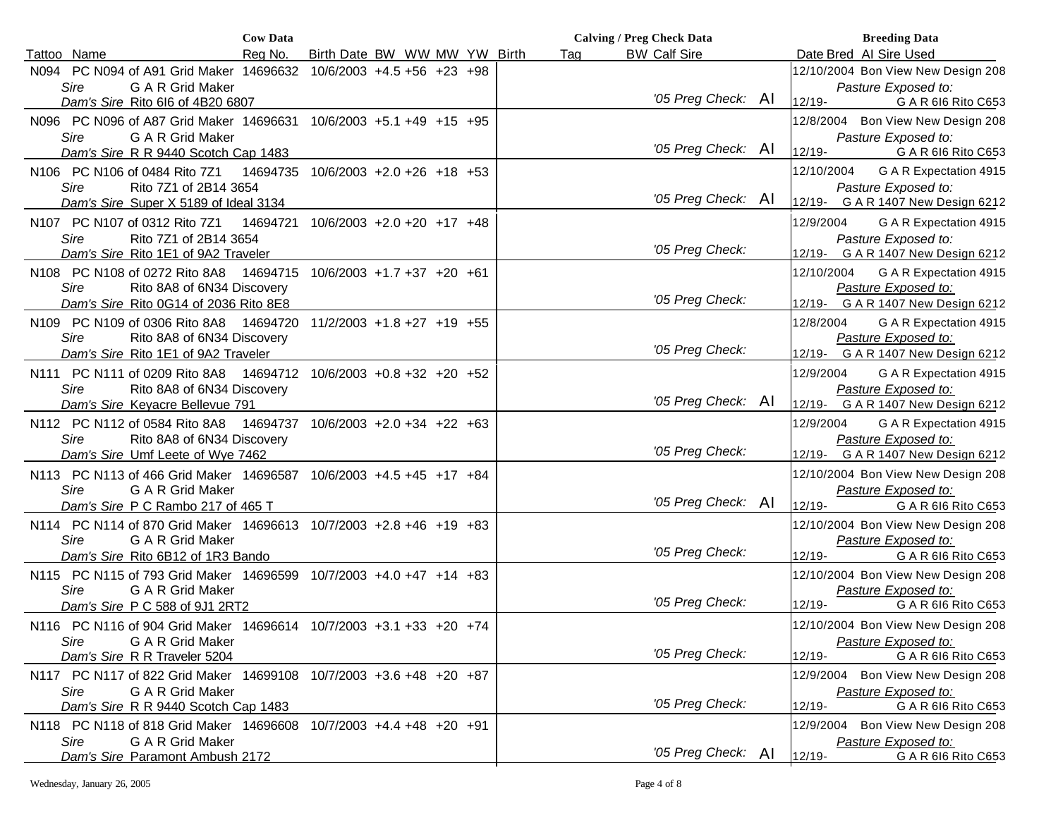| Cow Data | | | | | | | | Calving / Preg Check Data | | | Breeding Data | |
|---|---|---|---|---|---|---|---|---|---|---|---|---|
| Tattoo | Name | Reg No. | Birth Date | BW | WW | MW | YW | Birth | Tag | BW Calf Sire | Date Bred | AI Sire Used |
| N094 | PC N094 of A91 Grid Maker<br>*Sire* G A R Grid Maker<br>*Dam's Sire* Rito 6I6 of 4B20 6807 | 14696632 | 10/6/2003 | +4.5 | +56 | +23 | +98 | | | *'05 Preg Check:* AI | 12/10/2004<br>12/19- | Bon View New Design 208<br>*Pasture Exposed to:*<br>G A R 6I6 Rito C653 |
| N096 | PC N096 of A87 Grid Maker<br>*Sire* G A R Grid Maker<br>*Dam's Sire* R R 9440 Scotch Cap 1483 | 14696631 | 10/6/2003 | +5.1 | +49 | +15 | +95 | | | *'05 Preg Check:* AI | 12/8/2004<br>12/19- | Bon View New Design 208<br>*Pasture Exposed to:*<br>G A R 6I6 Rito C653 |
| N106 | PC N106 of 0484 Rito 7Z1<br>*Sire* Rito 7Z1 of 2B14 3654<br>*Dam's Sire* Super X 5189 of Ideal 3134 | 14694735 | 10/6/2003 | +2.0 | +26 | +18 | +53 | | | *'05 Preg Check:* AI | 12/10/2004<br>12/19- | G A R Expectation 4915<br>*Pasture Exposed to:*<br>G A R 1407 New Design 6212 |
| N107 | PC N107 of 0312 Rito 7Z1<br>*Sire* Rito 7Z1 of 2B14 3654<br>*Dam's Sire* Rito 1E1 of 9A2 Traveler | 14694721 | 10/6/2003 | +2.0 | +20 | +17 | +48 | | | *'05 Preg Check:* | 12/9/2004<br>12/19- | G A R Expectation 4915<br>*Pasture Exposed to:*<br>G A R 1407 New Design 6212 |
| N108 | PC N108 of 0272 Rito 8A8<br>*Sire* Rito 8A8 of 6N34 Discovery<br>*Dam's Sire* Rito 0G14 of 2036 Rito 8E8 | 14694715 | 10/6/2003 | +1.7 | +37 | +20 | +61 | | | *'05 Preg Check:* | 12/10/2004<br>12/19- | G A R Expectation 4915<br>*Pasture Exposed to:*<br>G A R 1407 New Design 6212 |
| N109 | PC N109 of 0306 Rito 8A8<br>*Sire* Rito 8A8 of 6N34 Discovery<br>*Dam's Sire* Rito 1E1 of 9A2 Traveler | 14694720 | 11/2/2003 | +1.8 | +27 | +19 | +55 | | | *'05 Preg Check:* | 12/8/2004<br>12/19- | G A R Expectation 4915<br>*Pasture Exposed to:*<br>G A R 1407 New Design 6212 |
| N111 | PC N111 of 0209 Rito 8A8<br>*Sire* Rito 8A8 of 6N34 Discovery<br>*Dam's Sire* Keyacre Bellevue 791 | 14694712 | 10/6/2003 | +0.8 | +32 | +20 | +52 | | | *'05 Preg Check:* AI | 12/9/2004<br>12/19- | G A R Expectation 4915<br>*Pasture Exposed to:*<br>G A R 1407 New Design 6212 |
| N112 | PC N112 of 0584 Rito 8A8<br>*Sire* Rito 8A8 of 6N34 Discovery<br>*Dam's Sire* Umf Leete of Wye 7462 | 14694737 | 10/6/2003 | +2.0 | +34 | +22 | +63 | | | *'05 Preg Check:* | 12/9/2004<br>12/19- | G A R Expectation 4915<br>*Pasture Exposed to:*<br>G A R 1407 New Design 6212 |
| N113 | PC N113 of 466 Grid Maker<br>*Sire* G A R Grid Maker<br>*Dam's Sire* P C Rambo 217 of 465 T | 14696587 | 10/6/2003 | +4.5 | +45 | +17 | +84 | | | *'05 Preg Check:* AI | 12/10/2004<br>12/19- | Bon View New Design 208<br>*Pasture Exposed to:*<br>G A R 6I6 Rito C653 |
| N114 | PC N114 of 870 Grid Maker<br>*Sire* G A R Grid Maker<br>*Dam's Sire* Rito 6B12 of 1R3 Bando | 14696613 | 10/7/2003 | +2.8 | +46 | +19 | +83 | | | *'05 Preg Check:* | 12/10/2004<br>12/19- | Bon View New Design 208<br>*Pasture Exposed to:*<br>G A R 6I6 Rito C653 |
| N115 | PC N115 of 793 Grid Maker<br>*Sire* G A R Grid Maker<br>*Dam's Sire* P C 588 of 9J1 2RT2 | 14696599 | 10/7/2003 | +4.0 | +47 | +14 | +83 | | | *'05 Preg Check:* | 12/10/2004<br>12/19- | Bon View New Design 208<br>*Pasture Exposed to:*<br>G A R 6I6 Rito C653 |
| N116 | PC N116 of 904 Grid Maker<br>*Sire* G A R Grid Maker<br>*Dam's Sire* R R Traveler 5204 | 14696614 | 10/7/2003 | +3.1 | +33 | +20 | +74 | | | *'05 Preg Check:* | 12/10/2004<br>12/19- | Bon View New Design 208<br>*Pasture Exposed to:*<br>G A R 6I6 Rito C653 |
| N117 | PC N117 of 822 Grid Maker<br>*Sire* G A R Grid Maker<br>*Dam's Sire* R R 9440 Scotch Cap 1483 | 14699108 | 10/7/2003 | +3.6 | +48 | +20 | +87 | | | *'05 Preg Check:* | 12/9/2004<br>12/19- | Bon View New Design 208<br>*Pasture Exposed to:*<br>G A R 6I6 Rito C653 |
| N118 | PC N118 of 818 Grid Maker<br>*Sire* G A R Grid Maker<br>*Dam's Sire* Paramont Ambush 2172 | 14696608 | 10/7/2003 | +4.4 | +48 | +20 | +91 | | | *'05 Preg Check:* AI | 12/9/2004<br>12/19- | Bon View New Design 208<br>*Pasture Exposed to:*<br>G A R 6I6 Rito C653 |

Wednesday, January 26, 2005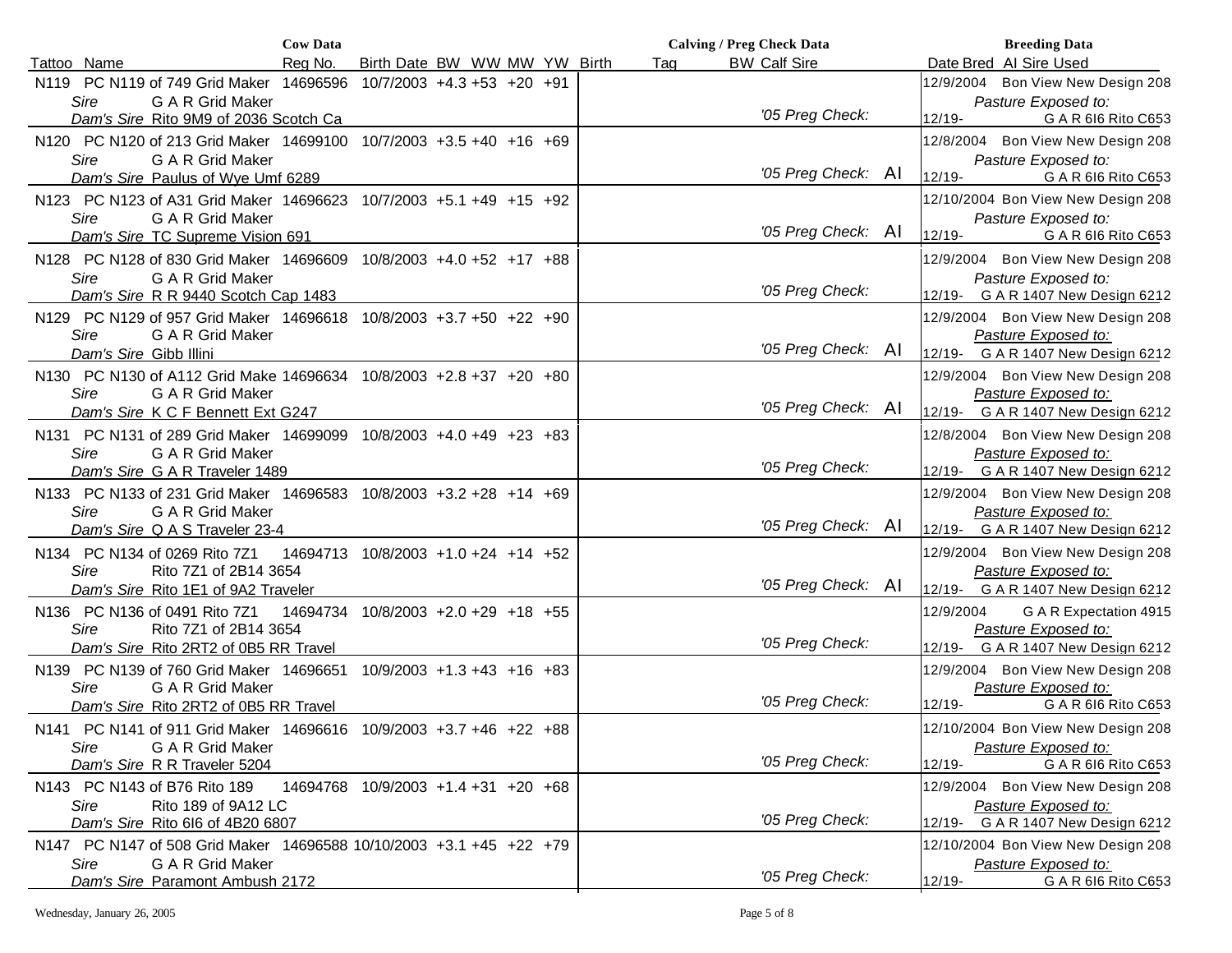| Tattoo | Name | Reg No. | Birth Date | BW | WW | MW | YW | Birth | Tag | BW Calf Sire | | Date Bred | AI Sire Used |
|---|---|---|---|---|---|---|---|---|---|---|---|---|---|
| | **Cow Data** | | | | | | | **Calving / Preg Check Data** | | | | **Breeding Data** | |
| N119 | PC N119 of 749 Grid Maker | 14696596 | 10/7/2003 | +4.3 | +53 | +20 | +91 | | | | | 12/9/2004 | Bon View New Design 208 |
| | *Sire* G A R Grid Maker | | | | | | | | | | | | *Pasture Exposed to:* |
| | *Dam's Sire* Rito 9M9 of 2036 Scotch Ca | | | | | | | | | *'05 Preg Check:* | | 12/19- | G A R 6I6 Rito C653 |
| N120 | PC N120 of 213 Grid Maker | 14699100 | 10/7/2003 | +3.5 | +40 | +16 | +69 | | | | | 12/8/2004 | Bon View New Design 208 |
| | *Sire* G A R Grid Maker | | | | | | | | | | | | *Pasture Exposed to:* |
| | *Dam's Sire* Paulus of Wye Umf 6289 | | | | | | | | | *'05 Preg Check:* | AI | 12/19- | G A R 6I6 Rito C653 |
| N123 | PC N123 of A31 Grid Maker | 14696623 | 10/7/2003 | +5.1 | +49 | +15 | +92 | | | | | 12/10/2004 | Bon View New Design 208 |
| | *Sire* G A R Grid Maker | | | | | | | | | | | | *Pasture Exposed to:* |
| | *Dam's Sire* TC Supreme Vision 691 | | | | | | | | | *'05 Preg Check:* | AI | 12/19- | G A R 6I6 Rito C653 |
| N128 | PC N128 of 830 Grid Maker | 14696609 | 10/8/2003 | +4.0 | +52 | +17 | +88 | | | | | 12/9/2004 | Bon View New Design 208 |
| | *Sire* G A R Grid Maker | | | | | | | | | | | | *Pasture Exposed to:* |
| | *Dam's Sire* R R 9440 Scotch Cap 1483 | | | | | | | | | *'05 Preg Check:* | | 12/19- | G A R 1407 New Design 6212 |
| N129 | PC N129 of 957 Grid Maker | 14696618 | 10/8/2003 | +3.7 | +50 | +22 | +90 | | | | | 12/9/2004 | Bon View New Design 208 |
| | *Sire* G A R Grid Maker | | | | | | | | | | | | *Pasture Exposed to:* |
| | *Dam's Sire* Gibb Illini | | | | | | | | | *'05 Preg Check:* | AI | 12/19- | G A R 1407 New Design 6212 |
| N130 | PC N130 of A112 Grid Make | 14696634 | 10/8/2003 | +2.8 | +37 | +20 | +80 | | | | | 12/9/2004 | Bon View New Design 208 |
| | *Sire* G A R Grid Maker | | | | | | | | | | | | *Pasture Exposed to:* |
| | *Dam's Sire* K C F Bennett Ext G247 | | | | | | | | | *'05 Preg Check:* | AI | 12/19- | G A R 1407 New Design 6212 |
| N131 | PC N131 of 289 Grid Maker | 14699099 | 10/8/2003 | +4.0 | +49 | +23 | +83 | | | | | 12/8/2004 | Bon View New Design 208 |
| | *Sire* G A R Grid Maker | | | | | | | | | | | | *Pasture Exposed to:* |
| | *Dam's Sire* G A R Traveler 1489 | | | | | | | | | *'05 Preg Check:* | | 12/19- | G A R 1407 New Design 6212 |
| N133 | PC N133 of 231 Grid Maker | 14696583 | 10/8/2003 | +3.2 | +28 | +14 | +69 | | | | | 12/9/2004 | Bon View New Design 208 |
| | *Sire* G A R Grid Maker | | | | | | | | | | | | *Pasture Exposed to:* |
| | *Dam's Sire* Q A S Traveler 23-4 | | | | | | | | | *'05 Preg Check:* | AI | 12/19- | G A R 1407 New Design 6212 |
| N134 | PC N134 of 0269 Rito 7Z1 | 14694713 | 10/8/2003 | +1.0 | +24 | +14 | +52 | | | | | 12/9/2004 | Bon View New Design 208 |
| | *Sire* Rito 7Z1 of 2B14 3654 | | | | | | | | | | | | *Pasture Exposed to:* |
| | *Dam's Sire* Rito 1E1 of 9A2 Traveler | | | | | | | | | *'05 Preg Check:* | AI | 12/19- | G A R 1407 New Design 6212 |
| N136 | PC N136 of 0491 Rito 7Z1 | 14694734 | 10/8/2003 | +2.0 | +29 | +18 | +55 | | | | | 12/9/2004 | G A R Expectation 4915 |
| | *Sire* Rito 7Z1 of 2B14 3654 | | | | | | | | | | | | *Pasture Exposed to:* |
| | *Dam's Sire* Rito 2RT2 of 0B5 RR Travel | | | | | | | | | *'05 Preg Check:* | | 12/19- | G A R 1407 New Design 6212 |
| N139 | PC N139 of 760 Grid Maker | 14696651 | 10/9/2003 | +1.3 | +43 | +16 | +83 | | | | | 12/9/2004 | Bon View New Design 208 |
| | *Sire* G A R Grid Maker | | | | | | | | | | | | *Pasture Exposed to:* |
| | *Dam's Sire* Rito 2RT2 of 0B5 RR Travel | | | | | | | | | *'05 Preg Check:* | | 12/19- | G A R 6I6 Rito C653 |
| N141 | PC N141 of 911 Grid Maker | 14696616 | 10/9/2003 | +3.7 | +46 | +22 | +88 | | | | | 12/10/2004 | Bon View New Design 208 |
| | *Sire* G A R Grid Maker | | | | | | | | | | | | *Pasture Exposed to:* |
| | *Dam's Sire* R R Traveler 5204 | | | | | | | | | *'05 Preg Check:* | | 12/19- | G A R 6I6 Rito C653 |
| N143 | PC N143 of B76 Rito 189 | 14694768 | 10/9/2003 | +1.4 | +31 | +20 | +68 | | | | | 12/9/2004 | Bon View New Design 208 |
| | *Sire* Rito 189 of 9A12 LC | | | | | | | | | | | | *Pasture Exposed to:* |
| | *Dam's Sire* Rito 6I6 of 4B20 6807 | | | | | | | | | *'05 Preg Check:* | | 12/19- | G A R 1407 New Design 6212 |
| N147 | PC N147 of 508 Grid Maker | 14696588 | 10/10/2003 | +3.1 | +45 | +22 | +79 | | | | | 12/10/2004 | Bon View New Design 208 |
| | *Sire* G A R Grid Maker | | | | | | | | | | | | *Pasture Exposed to:* |
| | *Dam's Sire* Paramont Ambush 2172 | | | | | | | | | *'05 Preg Check:* | | 12/19- | G A R 6I6 Rito C653 |

Wednesday, January 26, 2005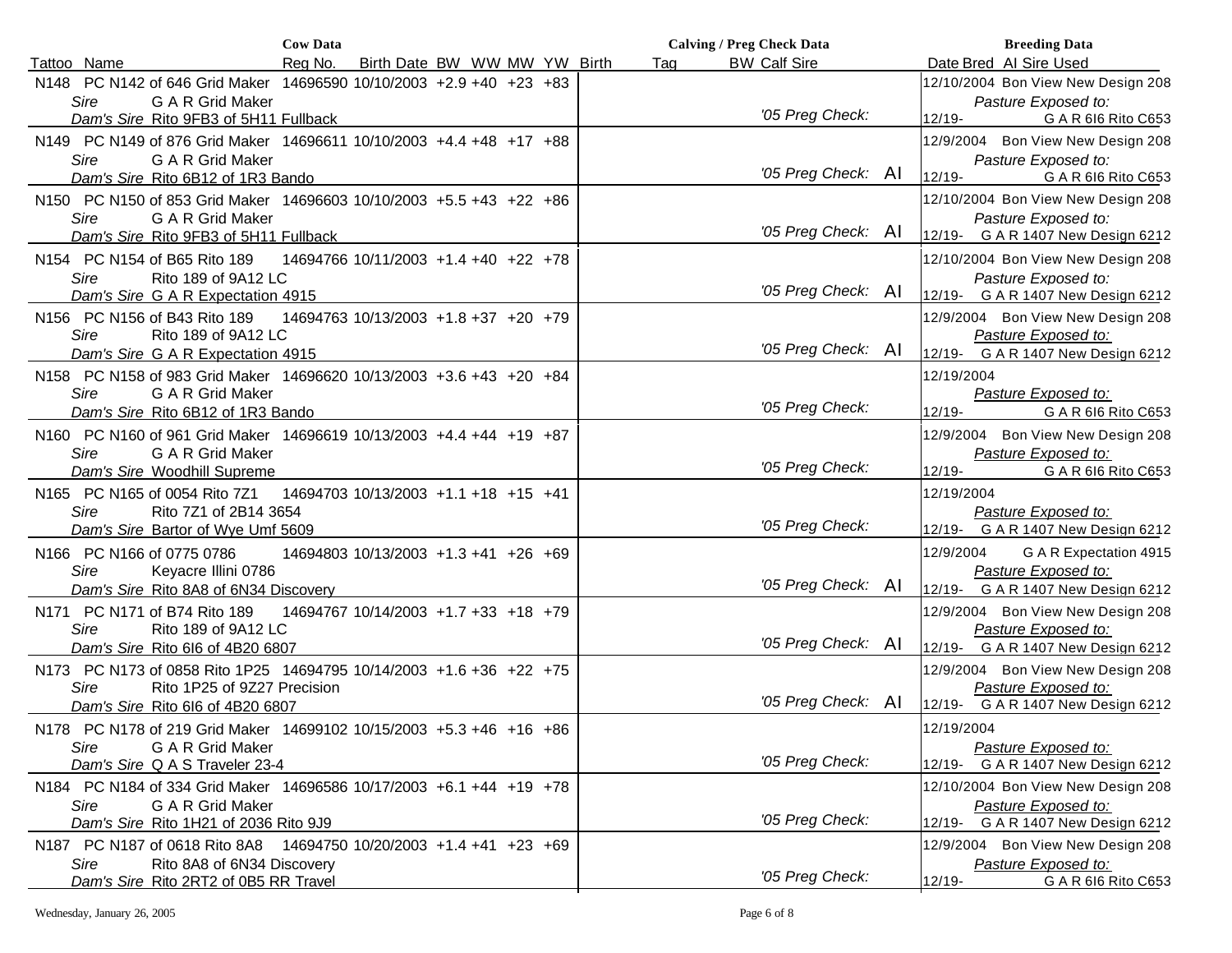| Cow Data | | | | | | | | Calving / Preg Check Data | | | Breeding Data | |
|---|---|---|---|---|---|---|---|---|---|---|---|---|
| Tattoo | Name | Reg No. | Birth Date | BW | WW | MW | YW | Birth | Tag | BW Calf Sire | Date Bred | AI Sire Used |
| N148 | PC N142 of 646 Grid Maker | 14696590 | 10/10/2003 | +2.9 | +40 | +23 | +83 | | | | 12/10/2004 | Bon View New Design 208 |
| | *Sire* G A R Grid Maker | | | | | | | | | | | *Pasture Exposed to:* |
| | *Dam's Sire* Rito 9FB3 of 5H11 Fullback | | | | | | | | | *'05 Preg Check:* | 12/19- | G A R 6I6 Rito C653 |
| N149 | PC N149 of 876 Grid Maker | 14696611 | 10/10/2003 | +4.4 | +48 | +17 | +88 | | | | 12/9/2004 | Bon View New Design 208 |
| | *Sire* G A R Grid Maker | | | | | | | | | | | *Pasture Exposed to:* |
| | *Dam's Sire* Rito 6B12 of 1R3 Bando | | | | | | | | | *'05 Preg Check:* AI | 12/19- | G A R 6I6 Rito C653 |
| N150 | PC N150 of 853 Grid Maker | 14696603 | 10/10/2003 | +5.5 | +43 | +22 | +86 | | | | 12/10/2004 | Bon View New Design 208 |
| | *Sire* G A R Grid Maker | | | | | | | | | | | *Pasture Exposed to:* |
| | *Dam's Sire* Rito 9FB3 of 5H11 Fullback | | | | | | | | | *'05 Preg Check:* AI | 12/19- | G A R 1407 New Design 6212 |
| N154 | PC N154 of B65 Rito 189 | 14694766 | 10/11/2003 | +1.4 | +40 | +22 | +78 | | | | 12/10/2004 | Bon View New Design 208 |
| | *Sire* Rito 189 of 9A12 LC | | | | | | | | | | | *Pasture Exposed to:* |
| | *Dam's Sire* G A R Expectation 4915 | | | | | | | | | *'05 Preg Check:* AI | 12/19- | G A R 1407 New Design 6212 |
| N156 | PC N156 of B43 Rito 189 | 14694763 | 10/13/2003 | +1.8 | +37 | +20 | +79 | | | | 12/9/2004 | Bon View New Design 208 |
| | *Sire* Rito 189 of 9A12 LC | | | | | | | | | | | *Pasture Exposed to:* |
| | *Dam's Sire* G A R Expectation 4915 | | | | | | | | | *'05 Preg Check:* AI | 12/19- | G A R 1407 New Design 6212 |
| N158 | PC N158 of 983 Grid Maker | 14696620 | 10/13/2003 | +3.6 | +43 | +20 | +84 | | | | 12/19/2004 | |
| | *Sire* G A R Grid Maker | | | | | | | | | | | *Pasture Exposed to:* |
| | *Dam's Sire* Rito 6B12 of 1R3 Bando | | | | | | | | | *'05 Preg Check:* | 12/19- | G A R 6I6 Rito C653 |
| N160 | PC N160 of 961 Grid Maker | 14696619 | 10/13/2003 | +4.4 | +44 | +19 | +87 | | | | 12/9/2004 | Bon View New Design 208 |
| | *Sire* G A R Grid Maker | | | | | | | | | | | *Pasture Exposed to:* |
| | *Dam's Sire* Woodhill Supreme | | | | | | | | | *'05 Preg Check:* | 12/19- | G A R 6I6 Rito C653 |
| N165 | PC N165 of 0054 Rito 7Z1 | 14694703 | 10/13/2003 | +1.1 | +18 | +15 | +41 | | | | 12/19/2004 | |
| | *Sire* Rito 7Z1 of 2B14 3654 | | | | | | | | | | | *Pasture Exposed to:* |
| | *Dam's Sire* Bartor of Wye Umf 5609 | | | | | | | | | *'05 Preg Check:* | 12/19- | G A R 1407 New Design 6212 |
| N166 | PC N166 of 0775 0786 | 14694803 | 10/13/2003 | +1.3 | +41 | +26 | +69 | | | | 12/9/2004 | G A R Expectation 4915 |
| | *Sire* Keyacre Illini 0786 | | | | | | | | | | | *Pasture Exposed to:* |
| | *Dam's Sire* Rito 8A8 of 6N34 Discovery | | | | | | | | | *'05 Preg Check:* AI | 12/19- | G A R 1407 New Design 6212 |
| N171 | PC N171 of B74 Rito 189 | 14694767 | 10/14/2003 | +1.7 | +33 | +18 | +79 | | | | 12/9/2004 | Bon View New Design 208 |
| | *Sire* Rito 189 of 9A12 LC | | | | | | | | | | | *Pasture Exposed to:* |
| | *Dam's Sire* Rito 6I6 of 4B20 6807 | | | | | | | | | *'05 Preg Check:* AI | 12/19- | G A R 1407 New Design 6212 |
| N173 | PC N173 of 0858 Rito 1P25 | 14694795 | 10/14/2003 | +1.6 | +36 | +22 | +75 | | | | 12/9/2004 | Bon View New Design 208 |
| | *Sire* Rito 1P25 of 9Z27 Precision | | | | | | | | | | | *Pasture Exposed to:* |
| | *Dam's Sire* Rito 6I6 of 4B20 6807 | | | | | | | | | *'05 Preg Check:* AI | 12/19- | G A R 1407 New Design 6212 |
| N178 | PC N178 of 219 Grid Maker | 14699102 | 10/15/2003 | +5.3 | +46 | +16 | +86 | | | | 12/19/2004 | |
| | *Sire* G A R Grid Maker | | | | | | | | | | | *Pasture Exposed to:* |
| | *Dam's Sire* Q A S Traveler 23-4 | | | | | | | | | *'05 Preg Check:* | 12/19- | G A R 1407 New Design 6212 |
| N184 | PC N184 of 334 Grid Maker | 14696586 | 10/17/2003 | +6.1 | +44 | +19 | +78 | | | | 12/10/2004 | Bon View New Design 208 |
| | *Sire* G A R Grid Maker | | | | | | | | | | | *Pasture Exposed to:* |
| | *Dam's Sire* Rito 1H21 of 2036 Rito 9J9 | | | | | | | | | *'05 Preg Check:* | 12/19- | G A R 1407 New Design 6212 |
| N187 | PC N187 of 0618 Rito 8A8 | 14694750 | 10/20/2003 | +1.4 | +41 | +23 | +69 | | | | 12/9/2004 | Bon View New Design 208 |
| | *Sire* Rito 8A8 of 6N34 Discovery | | | | | | | | | | | *Pasture Exposed to:* |
| | *Dam's Sire* Rito 2RT2 of 0B5 RR Travel | | | | | | | | | *'05 Preg Check:* | 12/19- | G A R 6I6 Rito C653 |

Wednesday, January 26, 2005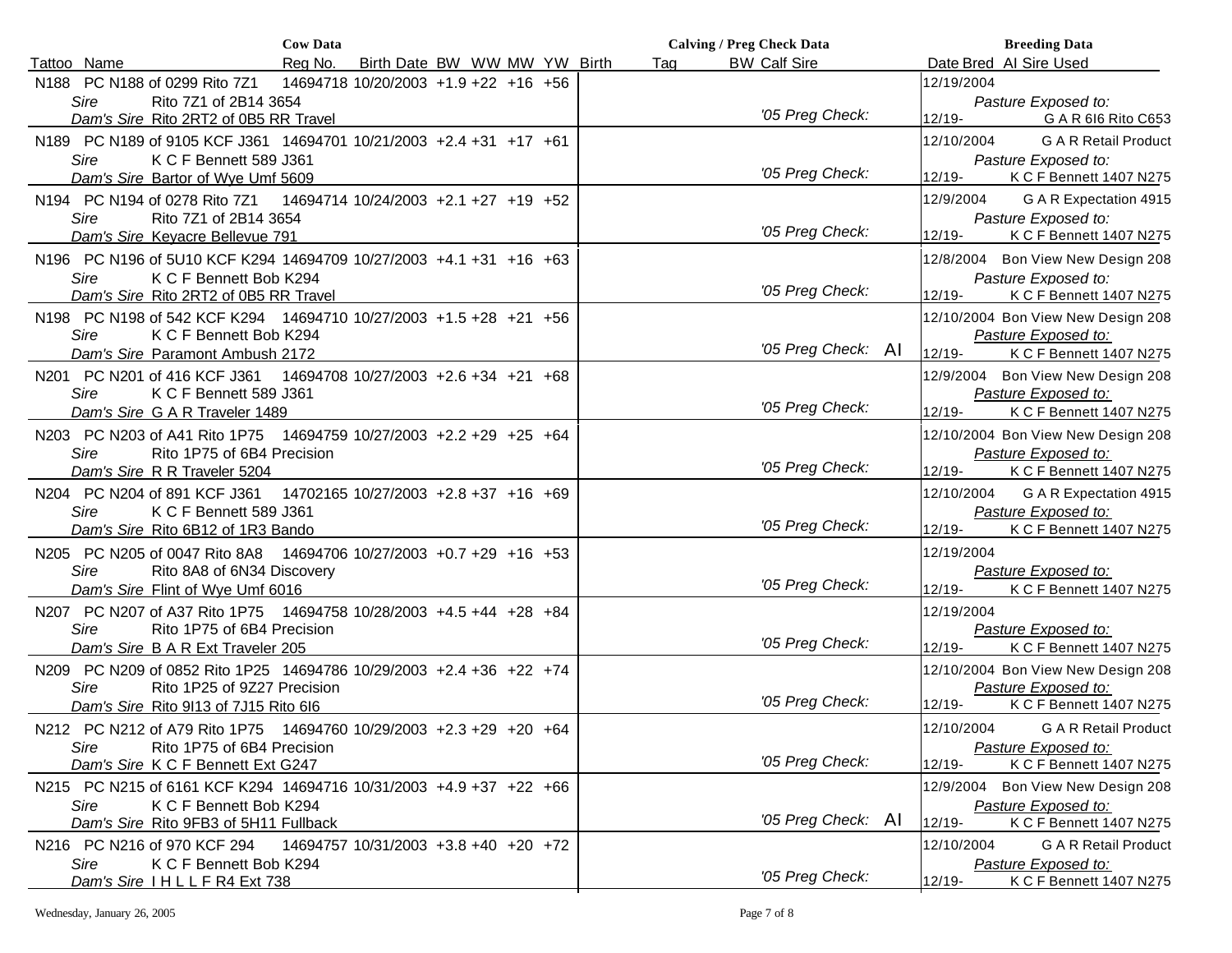| Cow Data | | | | | | | | Calving / Preg Check Data | | | Breeding Data | |
|---|---|---|---|---|---|---|---|---|---|---|---|---|
| Tattoo | Name | Reg No. | Birth Date | BW | WW | MW | YW | Birth | Tag | BW Calf Sire | Date Bred | AI Sire Used |
| N188 | PC N188 of 0299 Rito 7Z1<br>*Sire* Rito 7Z1 of 2B14 3654<br>*Dam's Sire* Rito 2RT2 of 0B5 RR Travel | 14694718 | 10/20/2003 | +1.9 | +22 | +16 | +56 | | | *'05 Preg Check:* | 12/19/2004<br>*Pasture Exposed to:*<br>12/19- | <br><br>G A R 6I6 Rito C653 |
| N189 | PC N189 of 9105 KCF J361<br>*Sire* K C F Bennett 589 J361<br>*Dam's Sire* Bartor of Wye Umf 5609 | 14694701 | 10/21/2003 | +2.4 | +31 | +17 | +61 | | | *'05 Preg Check:* | 12/10/2004<br>*Pasture Exposed to:*<br>12/19- | G A R Retail Product<br><br>K C F Bennett 1407 N275 |
| N194 | PC N194 of 0278 Rito 7Z1<br>*Sire* Rito 7Z1 of 2B14 3654<br>*Dam's Sire* Keyacre Bellevue 791 | 14694714 | 10/24/2003 | +2.1 | +27 | +19 | +52 | | | *'05 Preg Check:* | 12/9/2004<br>*Pasture Exposed to:*<br>12/19- | G A R Expectation 4915<br><br>K C F Bennett 1407 N275 |
| N196 | PC N196 of 5U10 KCF K294<br>*Sire* K C F Bennett Bob K294<br>*Dam's Sire* Rito 2RT2 of 0B5 RR Travel | 14694709 | 10/27/2003 | +4.1 | +31 | +16 | +63 | | | *'05 Preg Check:* | 12/8/2004<br>*Pasture Exposed to:*<br>12/19- | Bon View New Design 208<br><br>K C F Bennett 1407 N275 |
| N198 | PC N198 of 542 KCF K294<br>*Sire* K C F Bennett Bob K294<br>*Dam's Sire* Paramont Ambush 2172 | 14694710 | 10/27/2003 | +1.5 | +28 | +21 | +56 | | | *'05 Preg Check:* AI | 12/10/2004<br>*Pasture Exposed to:*<br>12/19- | Bon View New Design 208<br><br>K C F Bennett 1407 N275 |
| N201 | PC N201 of 416 KCF J361<br>*Sire* K C F Bennett 589 J361<br>*Dam's Sire* G A R Traveler 1489 | 14694708 | 10/27/2003 | +2.6 | +34 | +21 | +68 | | | *'05 Preg Check:* | 12/9/2004<br>*Pasture Exposed to:*<br>12/19- | Bon View New Design 208<br><br>K C F Bennett 1407 N275 |
| N203 | PC N203 of A41 Rito 1P75<br>*Sire* Rito 1P75 of 6B4 Precision<br>*Dam's Sire* R R Traveler 5204 | 14694759 | 10/27/2003 | +2.2 | +29 | +25 | +64 | | | *'05 Preg Check:* | 12/10/2004<br>*Pasture Exposed to:*<br>12/19- | Bon View New Design 208<br><br>K C F Bennett 1407 N275 |
| N204 | PC N204 of 891 KCF J361<br>*Sire* K C F Bennett 589 J361<br>*Dam's Sire* Rito 6B12 of 1R3 Bando | 14702165 | 10/27/2003 | +2.8 | +37 | +16 | +69 | | | *'05 Preg Check:* | 12/10/2004<br>*Pasture Exposed to:*<br>12/19- | G A R Expectation 4915<br><br>K C F Bennett 1407 N275 |
| N205 | PC N205 of 0047 Rito 8A8<br>*Sire* Rito 8A8 of 6N34 Discovery<br>*Dam's Sire* Flint of Wye Umf 6016 | 14694706 | 10/27/2003 | +0.7 | +29 | +16 | +53 | | | *'05 Preg Check:* | 12/19/2004<br>*Pasture Exposed to:*<br>12/19- | <br><br>K C F Bennett 1407 N275 |
| N207 | PC N207 of A37 Rito 1P75<br>*Sire* Rito 1P75 of 6B4 Precision<br>*Dam's Sire* B A R Ext Traveler 205 | 14694758 | 10/28/2003 | +4.5 | +44 | +28 | +84 | | | *'05 Preg Check:* | 12/19/2004<br>*Pasture Exposed to:*<br>12/19- | <br><br>K C F Bennett 1407 N275 |
| N209 | PC N209 of 0852 Rito 1P25<br>*Sire* Rito 1P25 of 9Z27 Precision<br>*Dam's Sire* Rito 9I13 of 7J15 Rito 6I6 | 14694786 | 10/29/2003 | +2.4 | +36 | +22 | +74 | | | *'05 Preg Check:* | 12/10/2004<br>*Pasture Exposed to:*<br>12/19- | Bon View New Design 208<br><br>K C F Bennett 1407 N275 |
| N212 | PC N212 of A79 Rito 1P75<br>*Sire* Rito 1P75 of 6B4 Precision<br>*Dam's Sire* K C F Bennett Ext G247 | 14694760 | 10/29/2003 | +2.3 | +29 | +20 | +64 | | | *'05 Preg Check:* | 12/10/2004<br>*Pasture Exposed to:*<br>12/19- | G A R Retail Product<br><br>K C F Bennett 1407 N275 |
| N215 | PC N215 of 6161 KCF K294<br>*Sire* K C F Bennett Bob K294<br>*Dam's Sire* Rito 9FB3 of 5H11 Fullback | 14694716 | 10/31/2003 | +4.9 | +37 | +22 | +66 | | | *'05 Preg Check:* AI | 12/9/2004<br>*Pasture Exposed to:*<br>12/19- | Bon View New Design 208<br><br>K C F Bennett 1407 N275 |
| N216 | PC N216 of 970 KCF 294<br>*Sire* K C F Bennett Bob K294<br>*Dam's Sire* I H L L F R4 Ext 738 | 14694757 | 10/31/2003 | +3.8 | +40 | +20 | +72 | | | *'05 Preg Check:* | 12/10/2004<br>*Pasture Exposed to:*<br>12/19- | G A R Retail Product<br><br>K C F Bennett 1407 N275 |

Wednesday, January 26, 2005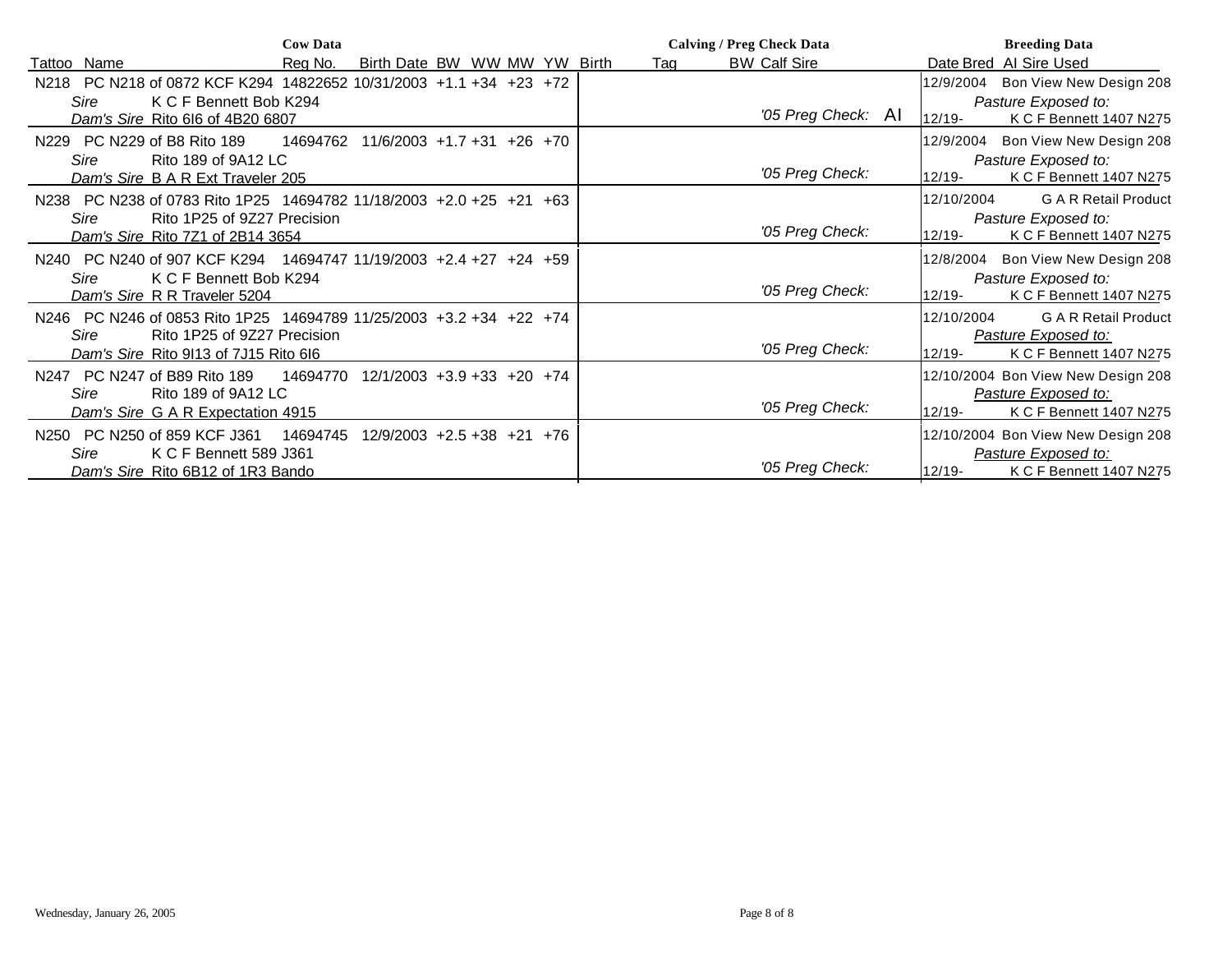| Cow Data | | | | | | | | Calving / Preg Check Data | | | | Breeding Data | |
|---|---|---|---|---|---|---|---|---|---|---|---|---|---|
| Tattoo | Name | Reg No. | Birth Date | BW | WW | MW | YW | Birth | Tag | BW | Calf Sire | Date Bred | AI Sire Used |
| N218 | PC N218 of 0872 KCF K294 | 14822652 | 10/31/2003 | +1.1 | +34 | +23 | +72 | | | | | 12/9/2004 | Bon View New Design 208 |
| | *Sire* K C F Bennett Bob K294 | | | | | | | | | | | | *Pasture Exposed to:* |
| | *Dam's Sire* Rito 6I6 of 4B20 6807 | | | | | | | | | | *'05 Preg Check:* AI | 12/19- | K C F Bennett 1407 N275 |
| N229 | PC N229 of B8 Rito 189 | 14694762 | 11/6/2003 | +1.7 | +31 | +26 | +70 | | | | | 12/9/2004 | Bon View New Design 208 |
| | *Sire* Rito 189 of 9A12 LC | | | | | | | | | | | | *Pasture Exposed to:* |
| | *Dam's Sire* B A R Ext Traveler 205 | | | | | | | | | | *'05 Preg Check:* | 12/19- | K C F Bennett 1407 N275 |
| N238 | PC N238 of 0783 Rito 1P25 | 14694782 | 11/18/2003 | +2.0 | +25 | +21 | +63 | | | | | 12/10/2004 | G A R Retail Product |
| | *Sire* Rito 1P25 of 9Z27 Precision | | | | | | | | | | | | *Pasture Exposed to:* |
| | *Dam's Sire* Rito 7Z1 of 2B14 3654 | | | | | | | | | | *'05 Preg Check:* | 12/19- | K C F Bennett 1407 N275 |
| N240 | PC N240 of 907 KCF K294 | 14694747 | 11/19/2003 | +2.4 | +27 | +24 | +59 | | | | | 12/8/2004 | Bon View New Design 208 |
| | *Sire* K C F Bennett Bob K294 | | | | | | | | | | | | *Pasture Exposed to:* |
| | *Dam's Sire* R R Traveler 5204 | | | | | | | | | | *'05 Preg Check:* | 12/19- | K C F Bennett 1407 N275 |
| N246 | PC N246 of 0853 Rito 1P25 | 14694789 | 11/25/2003 | +3.2 | +34 | +22 | +74 | | | | | 12/10/2004 | G A R Retail Product |
| | *Sire* Rito 1P25 of 9Z27 Precision | | | | | | | | | | | | *Pasture Exposed to:* |
| | *Dam's Sire* Rito 9I13 of 7J15 Rito 6I6 | | | | | | | | | | *'05 Preg Check:* | 12/19- | K C F Bennett 1407 N275 |
| N247 | PC N247 of B89 Rito 189 | 14694770 | 12/1/2003 | +3.9 | +33 | +20 | +74 | | | | | 12/10/2004 | Bon View New Design 208 |
| | *Sire* Rito 189 of 9A12 LC | | | | | | | | | | | | *Pasture Exposed to:* |
| | *Dam's Sire* G A R Expectation 4915 | | | | | | | | | | *'05 Preg Check:* | 12/19- | K C F Bennett 1407 N275 |
| N250 | PC N250 of 859 KCF J361 | 14694745 | 12/9/2003 | +2.5 | +38 | +21 | +76 | | | | | 12/10/2004 | Bon View New Design 208 |
| | *Sire* K C F Bennett 589 J361 | | | | | | | | | | | | *Pasture Exposed to:* |
| | *Dam's Sire* Rito 6B12 of 1R3 Bando | | | | | | | | | | *'05 Preg Check:* | 12/19- | K C F Bennett 1407 N275 |

Wednesday, January 26, 2005